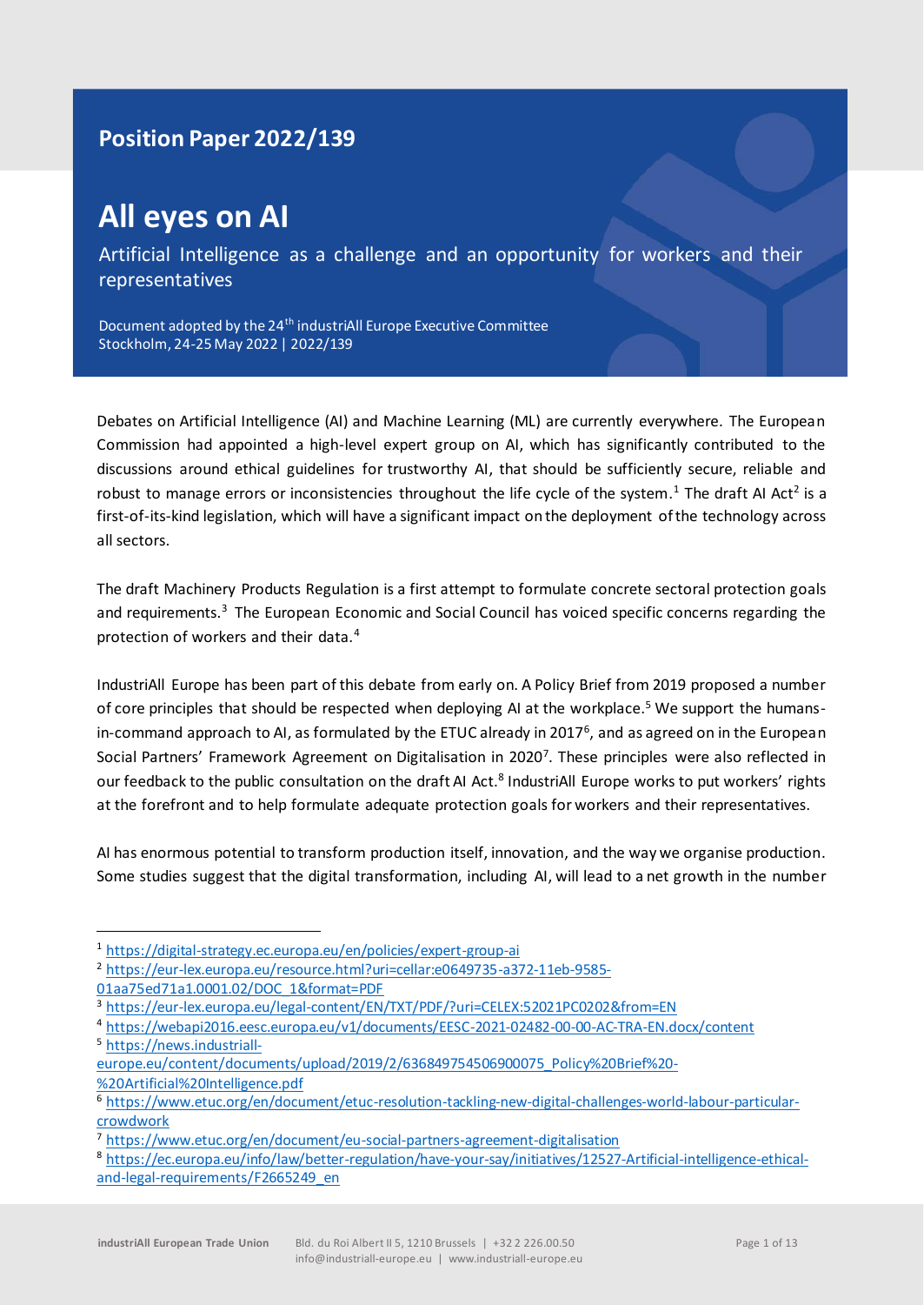# Position Paper 2022/139

# All eyes on AI

Artificial Intelligence as a challenge and an opportunity for workers and their representatives

Document adopted by the 24th industriAll Europe Executive Committee
Stockholm, 24-25 May 2022 | 2022/139

Debates on Artificial Intelligence (AI) and Machine Learning (ML) are currently everywhere. The European Commission had appointed a high-level expert group on AI, which has significantly contributed to the discussions around ethical guidelines for trustworthy AI, that should be sufficiently secure, reliable and robust to manage errors or inconsistencies throughout the life cycle of the system.[1] The draft AI Act[2] is a first-of-its-kind legislation, which will have a significant impact on the deployment of the technology across all sectors.

The draft Machinery Products Regulation is a first attempt to formulate concrete sectoral protection goals and requirements.[3] The European Economic and Social Council has voiced specific concerns regarding the protection of workers and their data.[4]

IndustriAll Europe has been part of this debate from early on. A Policy Brief from 2019 proposed a number of core principles that should be respected when deploying AI at the workplace.[5] We support the humans-in-command approach to AI, as formulated by the ETUC already in 2017[6], and as agreed on in the European Social Partners' Framework Agreement on Digitalisation in 2020[7]. These principles were also reflected in our feedback to the public consultation on the draft AI Act.[8] IndustriAll Europe works to put workers' rights at the forefront and to help formulate adequate protection goals for workers and their representatives.

AI has enormous potential to transform production itself, innovation, and the way we organise production. Some studies suggest that the digital transformation, including AI, will lead to a net growth in the number

---

[1] https://digital-strategy.ec.europa.eu/en/policies/expert-group-ai

[2] https://eur-lex.europa.eu/resource.html?uri=cellar:e0649735-a372-11eb-9585-01aa75ed71a1.0001.02/DOC_1&format=PDF

[3] https://eur-lex.europa.eu/legal-content/EN/TXT/PDF/?uri=CELEX:52021PC0202&from=EN

[4] https://webapi2016.eesc.europa.eu/v1/documents/EESC-2021-02482-00-00-AC-TRA-EN.docx/content

[5] https://news.industriall-europe.eu/content/documents/upload/2019/2/636849754506900075_Policy%20Brief%20-%20Artificial%20Intelligence.pdf

[6] https://www.etuc.org/en/document/etuc-resolution-tackling-new-digital-challenges-world-labour-particular-crowdwork

[7] https://www.etuc.org/en/document/eu-social-partners-agreement-digitalisation

[8] https://ec.europa.eu/info/law/better-regulation/have-your-say/initiatives/12527-Artificial-intelligence-ethical-and-legal-requirements/F2665249_en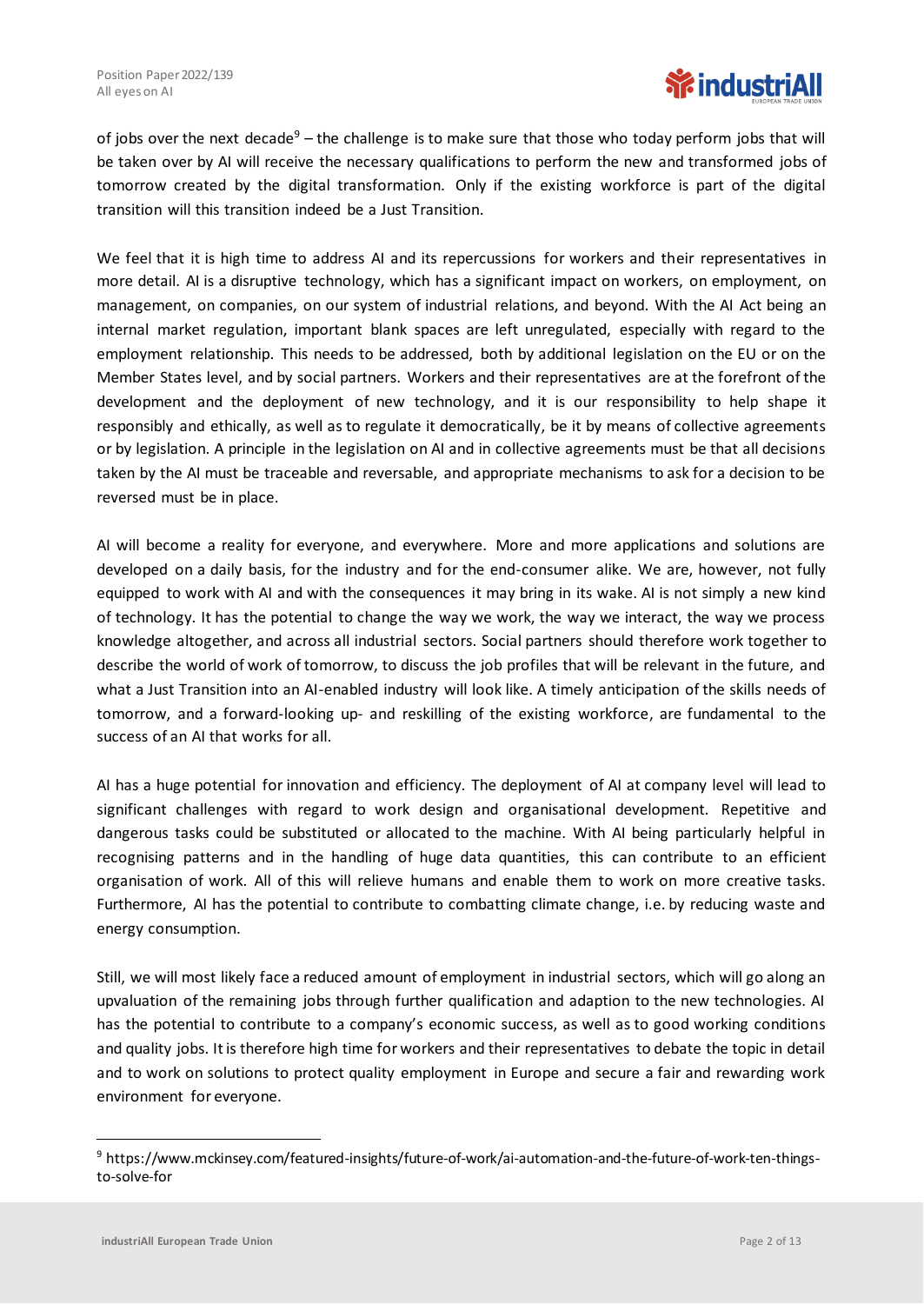of jobs over the next decade[9] – the challenge is to make sure that those who today perform jobs that will be taken over by AI will receive the necessary qualifications to perform the new and transformed jobs of tomorrow created by the digital transformation. Only if the existing workforce is part of the digital transition will this transition indeed be a Just Transition.

We feel that it is high time to address AI and its repercussions for workers and their representatives in more detail. AI is a disruptive technology, which has a significant impact on workers, on employment, on management, on companies, on our system of industrial relations, and beyond. With the AI Act being an internal market regulation, important blank spaces are left unregulated, especially with regard to the employment relationship. This needs to be addressed, both by additional legislation on the EU or on the Member States level, and by social partners. Workers and their representatives are at the forefront of the development and the deployment of new technology, and it is our responsibility to help shape it responsibly and ethically, as well as to regulate it democratically, be it by means of collective agreements or by legislation. A principle in the legislation on AI and in collective agreements must be that all decisions taken by the AI must be traceable and reversable, and appropriate mechanisms to ask for a decision to be reversed must be in place.

AI will become a reality for everyone, and everywhere. More and more applications and solutions are developed on a daily basis, for the industry and for the end-consumer alike. We are, however, not fully equipped to work with AI and with the consequences it may bring in its wake. AI is not simply a new kind of technology. It has the potential to change the way we work, the way we interact, the way we process knowledge altogether, and across all industrial sectors. Social partners should therefore work together to describe the world of work of tomorrow, to discuss the job profiles that will be relevant in the future, and what a Just Transition into an AI-enabled industry will look like. A timely anticipation of the skills needs of tomorrow, and a forward-looking up- and reskilling of the existing workforce, are fundamental to the success of an AI that works for all.

AI has a huge potential for innovation and efficiency. The deployment of AI at company level will lead to significant challenges with regard to work design and organisational development. Repetitive and dangerous tasks could be substituted or allocated to the machine. With AI being particularly helpful in recognising patterns and in the handling of huge data quantities, this can contribute to an efficient organisation of work. All of this will relieve humans and enable them to work on more creative tasks. Furthermore, AI has the potential to contribute to combatting climate change, i.e. by reducing waste and energy consumption.

Still, we will most likely face a reduced amount of employment in industrial sectors, which will go along an upvaluation of the remaining jobs through further qualification and adaption to the new technologies. AI has the potential to contribute to a company's economic success, as well as to good working conditions and quality jobs. It is therefore high time for workers and their representatives to debate the topic in detail and to work on solutions to protect quality employment in Europe and secure a fair and rewarding work environment for everyone.

[9] https://www.mckinsey.com/featured-insights/future-of-work/ai-automation-and-the-future-of-work-ten-things-to-solve-for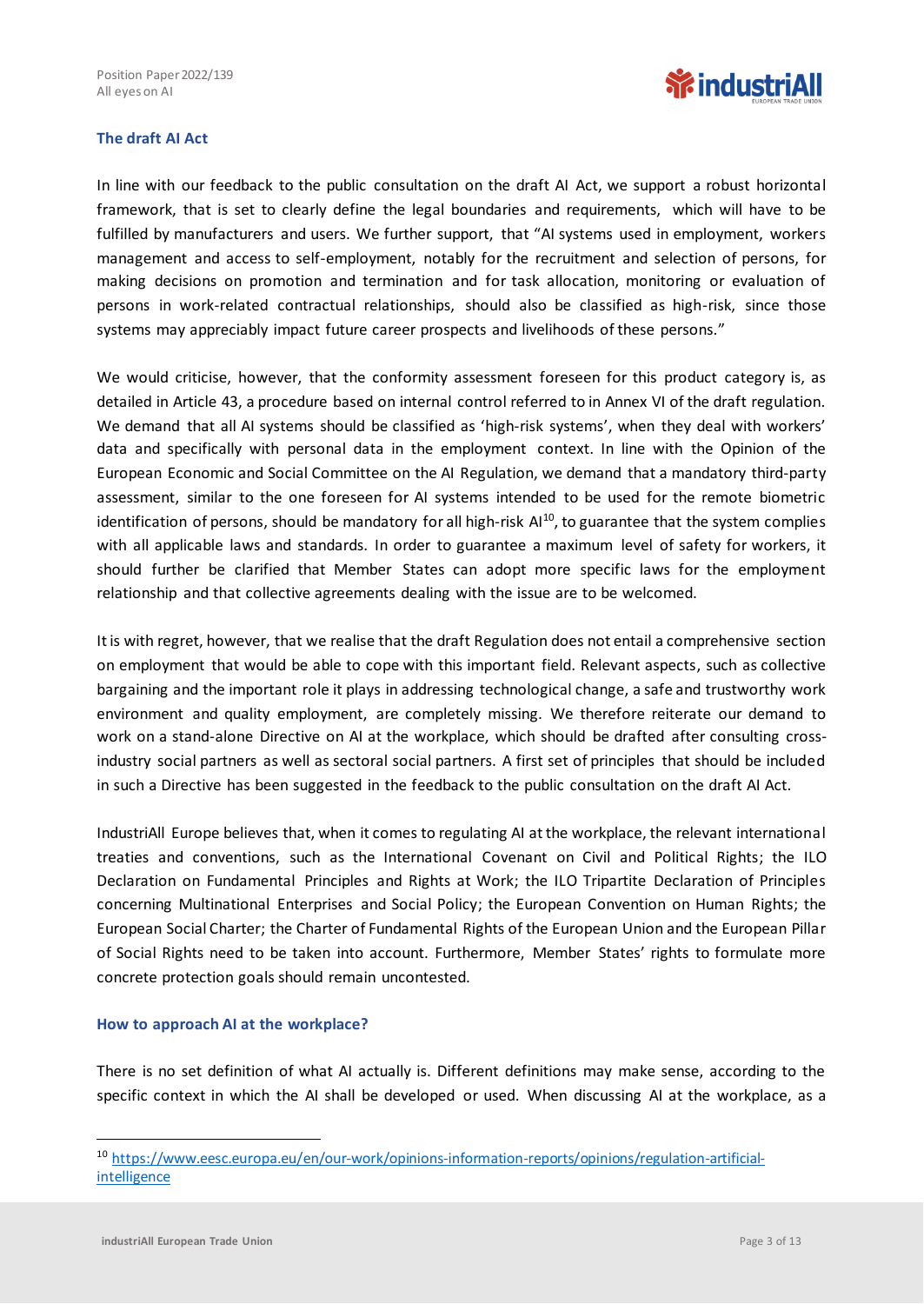### The draft AI Act

In line with our feedback to the public consultation on the draft AI Act, we support a robust horizontal framework, that is set to clearly define the legal boundaries and requirements, which will have to be fulfilled by manufacturers and users. We further support, that "AI systems used in employment, workers management and access to self-employment, notably for the recruitment and selection of persons, for making decisions on promotion and termination and for task allocation, monitoring or evaluation of persons in work-related contractual relationships, should also be classified as high-risk, since those systems may appreciably impact future career prospects and livelihoods of these persons."

We would criticise, however, that the conformity assessment foreseen for this product category is, as detailed in Article 43, a procedure based on internal control referred to in Annex VI of the draft regulation. We demand that all AI systems should be classified as 'high-risk systems', when they deal with workers' data and specifically with personal data in the employment context. In line with the Opinion of the European Economic and Social Committee on the AI Regulation, we demand that a mandatory third-party assessment, similar to the one foreseen for AI systems intended to be used for the remote biometric identification of persons, should be mandatory for all high-risk AI[10], to guarantee that the system complies with all applicable laws and standards. In order to guarantee a maximum level of safety for workers, it should further be clarified that Member States can adopt more specific laws for the employment relationship and that collective agreements dealing with the issue are to be welcomed.

It is with regret, however, that we realise that the draft Regulation does not entail a comprehensive section on employment that would be able to cope with this important field. Relevant aspects, such as collective bargaining and the important role it plays in addressing technological change, a safe and trustworthy work environment and quality employment, are completely missing. We therefore reiterate our demand to work on a stand-alone Directive on AI at the workplace, which should be drafted after consulting cross-industry social partners as well as sectoral social partners. A first set of principles that should be included in such a Directive has been suggested in the feedback to the public consultation on the draft AI Act.

IndustriAll Europe believes that, when it comes to regulating AI at the workplace, the relevant international treaties and conventions, such as the International Covenant on Civil and Political Rights; the ILO Declaration on Fundamental Principles and Rights at Work; the ILO Tripartite Declaration of Principles concerning Multinational Enterprises and Social Policy; the European Convention on Human Rights; the European Social Charter; the Charter of Fundamental Rights of the European Union and the European Pillar of Social Rights need to be taken into account. Furthermore, Member States' rights to formulate more concrete protection goals should remain uncontested.

### How to approach AI at the workplace?

There is no set definition of what AI actually is. Different definitions may make sense, according to the specific context in which the AI shall be developed or used. When discussing AI at the workplace, as a

---

[10] https://www.eesc.europa.eu/en/our-work/opinions-information-reports/opinions/regulation-artificial-intelligence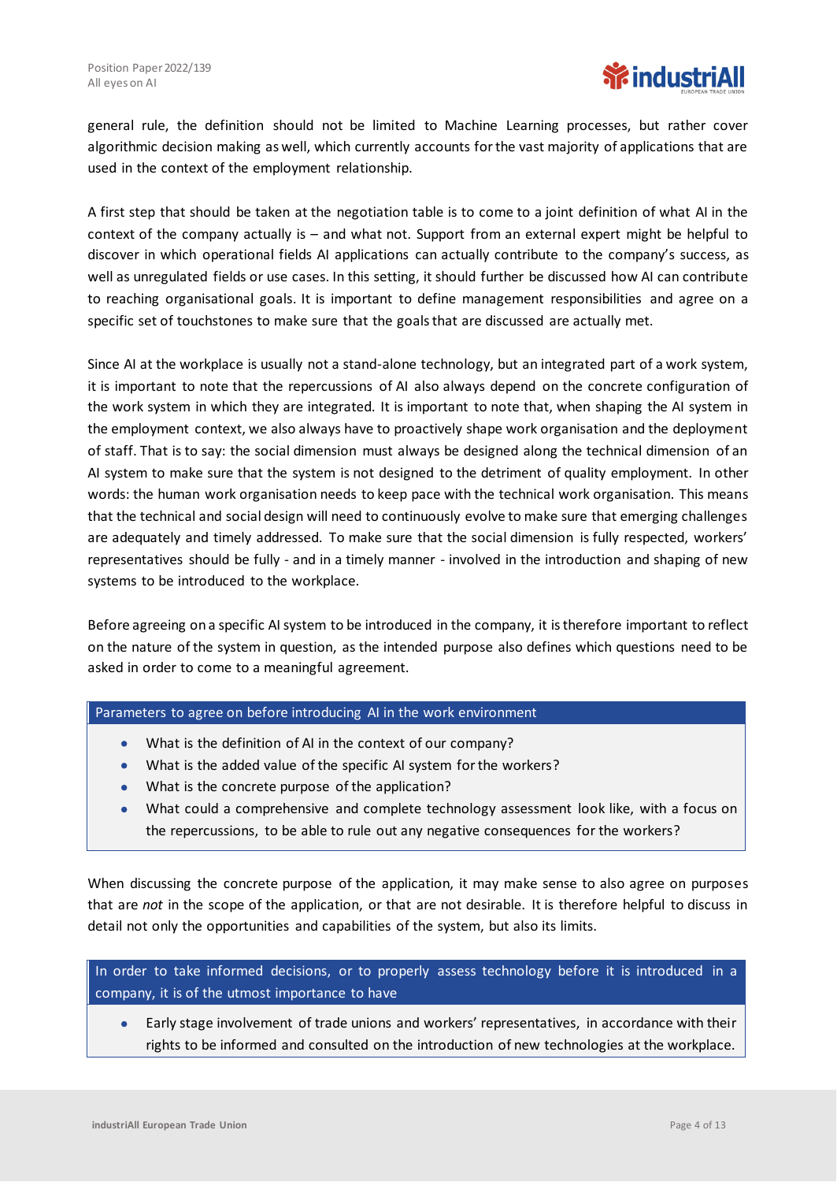general rule, the definition should not be limited to Machine Learning processes, but rather cover algorithmic decision making as well, which currently accounts for the vast majority of applications that are used in the context of the employment relationship.

A first step that should be taken at the negotiation table is to come to a joint definition of what AI in the context of the company actually is – and what not. Support from an external expert might be helpful to discover in which operational fields AI applications can actually contribute to the company's success, as well as unregulated fields or use cases. In this setting, it should further be discussed how AI can contribute to reaching organisational goals. It is important to define management responsibilities and agree on a specific set of touchstones to make sure that the goals that are discussed are actually met.

Since AI at the workplace is usually not a stand-alone technology, but an integrated part of a work system, it is important to note that the repercussions of AI also always depend on the concrete configuration of the work system in which they are integrated. It is important to note that, when shaping the AI system in the employment context, we also always have to proactively shape work organisation and the deployment of staff. That is to say: the social dimension must always be designed along the technical dimension of an AI system to make sure that the system is not designed to the detriment of quality employment. In other words: the human work organisation needs to keep pace with the technical work organisation. This means that the technical and social design will need to continuously evolve to make sure that emerging challenges are adequately and timely addressed. To make sure that the social dimension is fully respected, workers' representatives should be fully - and in a timely manner - involved in the introduction and shaping of new systems to be introduced to the workplace.

Before agreeing on a specific AI system to be introduced in the company, it is therefore important to reflect on the nature of the system in question, as the intended purpose also defines which questions need to be asked in order to come to a meaningful agreement.

**Parameters to agree on before introducing AI in the work environment**

- What is the definition of AI in the context of our company?
- What is the added value of the specific AI system for the workers?
- What is the concrete purpose of the application?
- What could a comprehensive and complete technology assessment look like, with a focus on the repercussions, to be able to rule out any negative consequences for the workers?

When discussing the concrete purpose of the application, it may make sense to also agree on purposes that are *not* in the scope of the application, or that are not desirable. It is therefore helpful to discuss in detail not only the opportunities and capabilities of the system, but also its limits.

**In order to take informed decisions, or to properly assess technology before it is introduced in a company, it is of the utmost importance to have**

- Early stage involvement of trade unions and workers' representatives, in accordance with their rights to be informed and consulted on the introduction of new technologies at the workplace.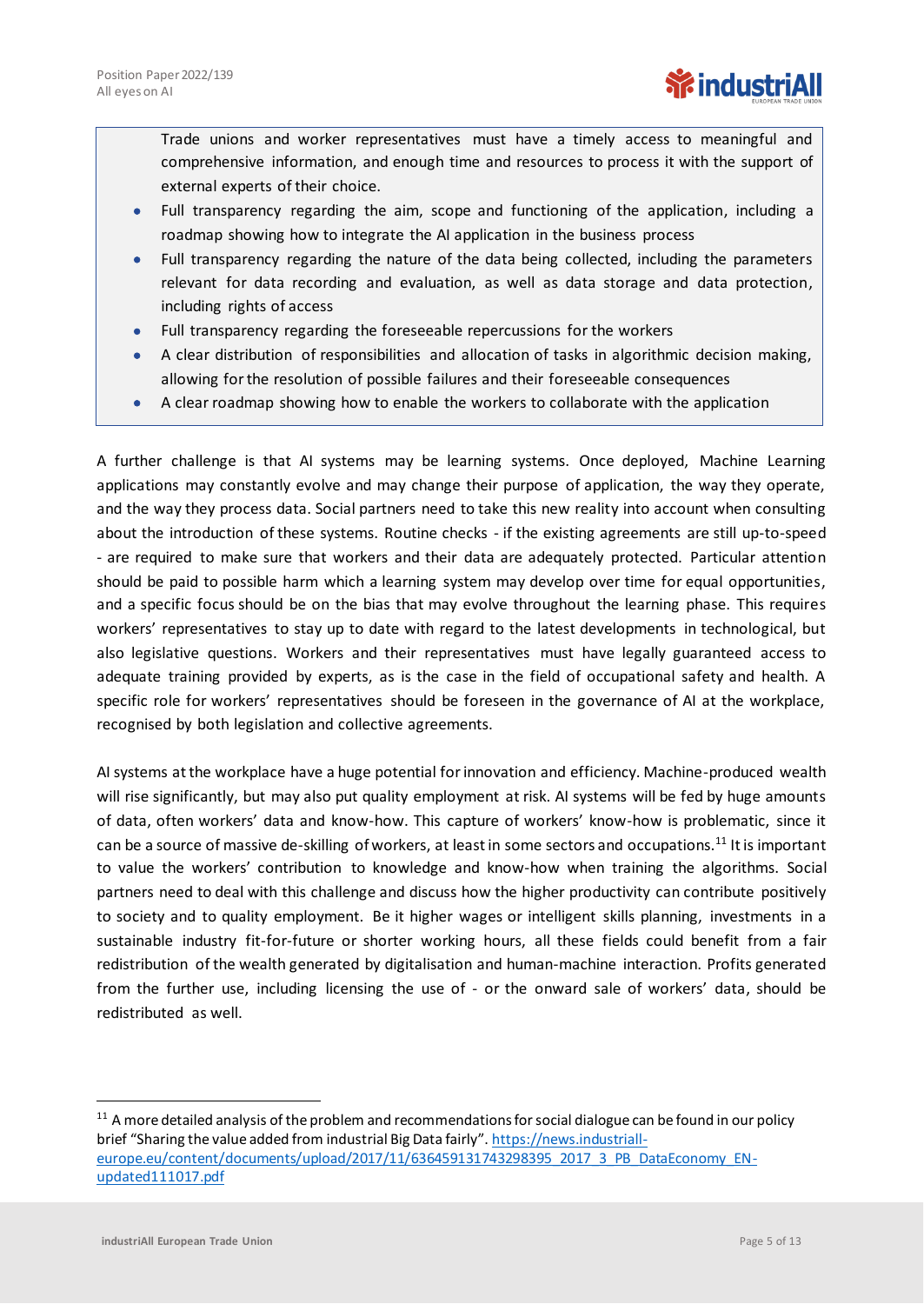Trade unions and worker representatives must have a timely access to meaningful and comprehensive information, and enough time and resources to process it with the support of external experts of their choice.

- Full transparency regarding the aim, scope and functioning of the application, including a roadmap showing how to integrate the AI application in the business process
- Full transparency regarding the nature of the data being collected, including the parameters relevant for data recording and evaluation, as well as data storage and data protection, including rights of access
- Full transparency regarding the foreseeable repercussions for the workers
- A clear distribution of responsibilities and allocation of tasks in algorithmic decision making, allowing for the resolution of possible failures and their foreseeable consequences
- A clear roadmap showing how to enable the workers to collaborate with the application

A further challenge is that AI systems may be learning systems. Once deployed, Machine Learning applications may constantly evolve and may change their purpose of application, the way they operate, and the way they process data. Social partners need to take this new reality into account when consulting about the introduction of these systems. Routine checks - if the existing agreements are still up-to-speed - are required to make sure that workers and their data are adequately protected. Particular attention should be paid to possible harm which a learning system may develop over time for equal opportunities, and a specific focus should be on the bias that may evolve throughout the learning phase. This requires workers' representatives to stay up to date with regard to the latest developments in technological, but also legislative questions. Workers and their representatives must have legally guaranteed access to adequate training provided by experts, as is the case in the field of occupational safety and health. A specific role for workers' representatives should be foreseen in the governance of AI at the workplace, recognised by both legislation and collective agreements.

AI systems at the workplace have a huge potential for innovation and efficiency. Machine-produced wealth will rise significantly, but may also put quality employment at risk. AI systems will be fed by huge amounts of data, often workers' data and know-how. This capture of workers' know-how is problematic, since it can be a source of massive de-skilling of workers, at least in some sectors and occupations.[11] It is important to value the workers' contribution to knowledge and know-how when training the algorithms. Social partners need to deal with this challenge and discuss how the higher productivity can contribute positively to society and to quality employment. Be it higher wages or intelligent skills planning, investments in a sustainable industry fit-for-future or shorter working hours, all these fields could benefit from a fair redistribution of the wealth generated by digitalisation and human-machine interaction. Profits generated from the further use, including licensing the use of - or the onward sale of workers' data, should be redistributed as well.

---

[11] A more detailed analysis of the problem and recommendations for social dialogue can be found in our policy brief "Sharing the value added from industrial Big Data fairly". https://news.industriall-europe.eu/content/documents/upload/2017/11/636459131743298395_2017_3_PB_DataEconomy_EN-updated111017.pdf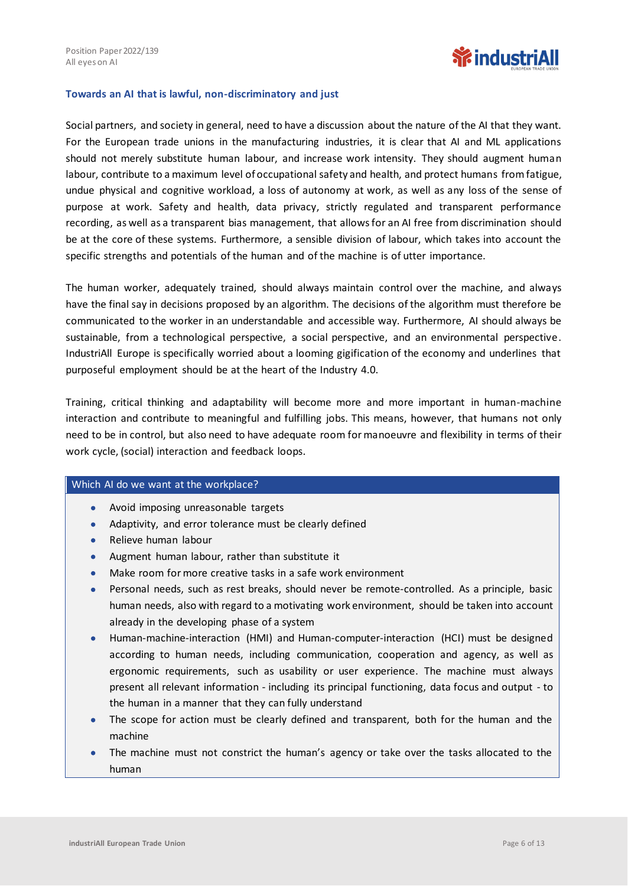### Towards an AI that is lawful, non-discriminatory and just

Social partners, and society in general, need to have a discussion about the nature of the AI that they want. For the European trade unions in the manufacturing industries, it is clear that AI and ML applications should not merely substitute human labour, and increase work intensity. They should augment human labour, contribute to a maximum level of occupational safety and health, and protect humans from fatigue, undue physical and cognitive workload, a loss of autonomy at work, as well as any loss of the sense of purpose at work. Safety and health, data privacy, strictly regulated and transparent performance recording, as well as a transparent bias management, that allows for an AI free from discrimination should be at the core of these systems. Furthermore, a sensible division of labour, which takes into account the specific strengths and potentials of the human and of the machine is of utter importance.

The human worker, adequately trained, should always maintain control over the machine, and always have the final say in decisions proposed by an algorithm. The decisions of the algorithm must therefore be communicated to the worker in an understandable and accessible way. Furthermore, AI should always be sustainable, from a technological perspective, a social perspective, and an environmental perspective. IndustriAll Europe is specifically worried about a looming gigification of the economy and underlines that purposeful employment should be at the heart of the Industry 4.0.

Training, critical thinking and adaptability will become more and more important in human-machine interaction and contribute to meaningful and fulfilling jobs. This means, however, that humans not only need to be in control, but also need to have adequate room for manoeuvre and flexibility in terms of their work cycle, (social) interaction and feedback loops.

**Which AI do we want at the workplace?**

- Avoid imposing unreasonable targets
- Adaptivity, and error tolerance must be clearly defined
- Relieve human labour
- Augment human labour, rather than substitute it
- Make room for more creative tasks in a safe work environment
- Personal needs, such as rest breaks, should never be remote-controlled. As a principle, basic human needs, also with regard to a motivating work environment, should be taken into account already in the developing phase of a system
- Human-machine-interaction (HMI) and Human-computer-interaction (HCI) must be designed according to human needs, including communication, cooperation and agency, as well as ergonomic requirements, such as usability or user experience. The machine must always present all relevant information - including its principal functioning, data focus and output - to the human in a manner that they can fully understand
- The scope for action must be clearly defined and transparent, both for the human and the machine
- The machine must not constrict the human's agency or take over the tasks allocated to the human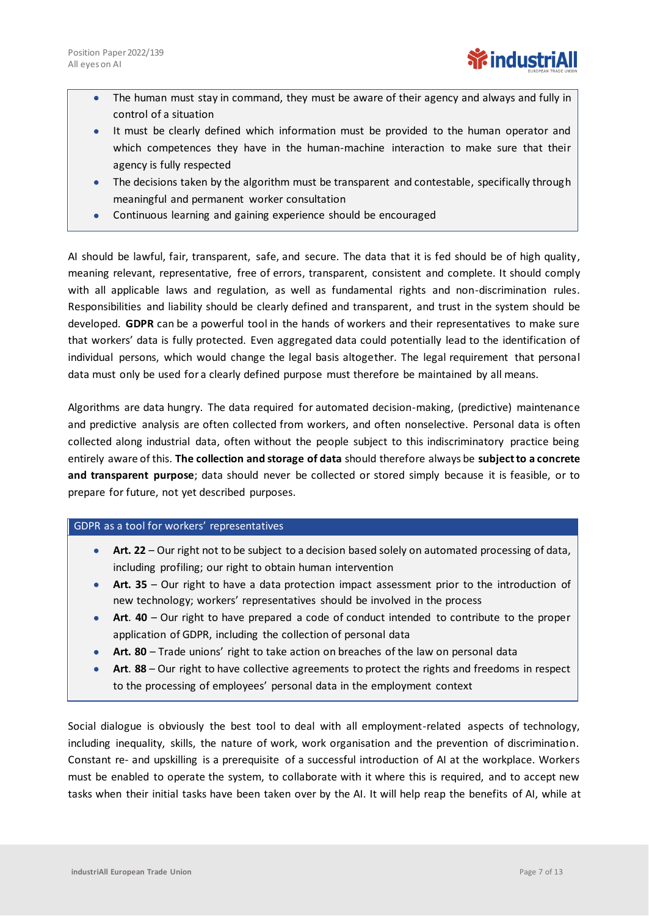- The human must stay in command, they must be aware of their agency and always and fully in control of a situation
- It must be clearly defined which information must be provided to the human operator and which competences they have in the human-machine interaction to make sure that their agency is fully respected
- The decisions taken by the algorithm must be transparent and contestable, specifically through meaningful and permanent worker consultation
- Continuous learning and gaining experience should be encouraged

AI should be lawful, fair, transparent, safe, and secure. The data that it is fed should be of high quality, meaning relevant, representative, free of errors, transparent, consistent and complete. It should comply with all applicable laws and regulation, as well as fundamental rights and non-discrimination rules. Responsibilities and liability should be clearly defined and transparent, and trust in the system should be developed. **GDPR** can be a powerful tool in the hands of workers and their representatives to make sure that workers' data is fully protected. Even aggregated data could potentially lead to the identification of individual persons, which would change the legal basis altogether. The legal requirement that personal data must only be used for a clearly defined purpose must therefore be maintained by all means.

Algorithms are data hungry. The data required for automated decision-making, (predictive) maintenance and predictive analysis are often collected from workers, and often nonselective. Personal data is often collected along industrial data, often without the people subject to this indiscriminatory practice being entirely aware of this. **The collection and storage of data** should therefore always be **subject to a concrete and transparent purpose**; data should never be collected or stored simply because it is feasible, or to prepare for future, not yet described purposes.

#### GDPR as a tool for workers' representatives

- **Art. 22** – Our right not to be subject to a decision based solely on automated processing of data, including profiling; our right to obtain human intervention
- **Art. 35** – Our right to have a data protection impact assessment prior to the introduction of new technology; workers' representatives should be involved in the process
- **Art. 40** – Our right to have prepared a code of conduct intended to contribute to the proper application of GDPR, including the collection of personal data
- **Art. 80** – Trade unions' right to take action on breaches of the law on personal data
- **Art. 88** – Our right to have collective agreements to protect the rights and freedoms in respect to the processing of employees' personal data in the employment context

Social dialogue is obviously the best tool to deal with all employment-related aspects of technology, including inequality, skills, the nature of work, work organisation and the prevention of discrimination. Constant re- and upskilling is a prerequisite of a successful introduction of AI at the workplace. Workers must be enabled to operate the system, to collaborate with it where this is required, and to accept new tasks when their initial tasks have been taken over by the AI. It will help reap the benefits of AI, while at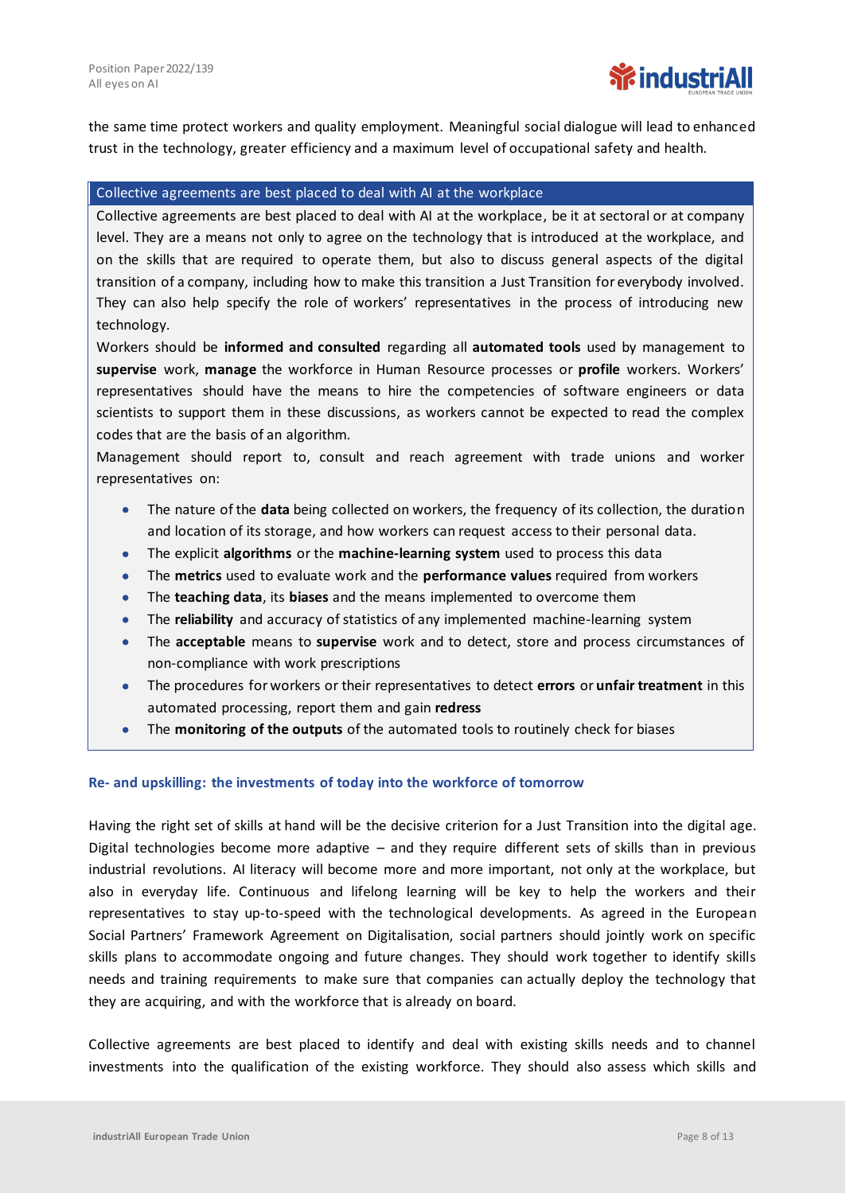the same time protect workers and quality employment. Meaningful social dialogue will lead to enhanced trust in the technology, greater efficiency and a maximum level of occupational safety and health.

### Collective agreements are best placed to deal with AI at the workplace

Collective agreements are best placed to deal with AI at the workplace, be it at sectoral or at company level. They are a means not only to agree on the technology that is introduced at the workplace, and on the skills that are required to operate them, but also to discuss general aspects of the digital transition of a company, including how to make this transition a Just Transition for everybody involved. They can also help specify the role of workers' representatives in the process of introducing new technology.

Workers should be **informed and consulted** regarding all **automated tools** used by management to **supervise** work, **manage** the workforce in Human Resource processes or **profile** workers. Workers' representatives should have the means to hire the competencies of software engineers or data scientists to support them in these discussions, as workers cannot be expected to read the complex codes that are the basis of an algorithm.

Management should report to, consult and reach agreement with trade unions and worker representatives on:

- The nature of the **data** being collected on workers, the frequency of its collection, the duration and location of its storage, and how workers can request access to their personal data.
- The explicit **algorithms** or the **machine-learning system** used to process this data
- The **metrics** used to evaluate work and the **performance values** required from workers
- The **teaching data**, its **biases** and the means implemented to overcome them
- The **reliability** and accuracy of statistics of any implemented machine-learning system
- The **acceptable** means to **supervise** work and to detect, store and process circumstances of non-compliance with work prescriptions
- The procedures for workers or their representatives to detect **errors** or **unfair treatment** in this automated processing, report them and gain **redress**
- The **monitoring of the outputs** of the automated tools to routinely check for biases

### Re- and upskilling: the investments of today into the workforce of tomorrow

Having the right set of skills at hand will be the decisive criterion for a Just Transition into the digital age. Digital technologies become more adaptive – and they require different sets of skills than in previous industrial revolutions. AI literacy will become more and more important, not only at the workplace, but also in everyday life. Continuous and lifelong learning will be key to help the workers and their representatives to stay up-to-speed with the technological developments. As agreed in the European Social Partners' Framework Agreement on Digitalisation, social partners should jointly work on specific skills plans to accommodate ongoing and future changes. They should work together to identify skills needs and training requirements to make sure that companies can actually deploy the technology that they are acquiring, and with the workforce that is already on board.

Collective agreements are best placed to identify and deal with existing skills needs and to channel investments into the qualification of the existing workforce. They should also assess which skills and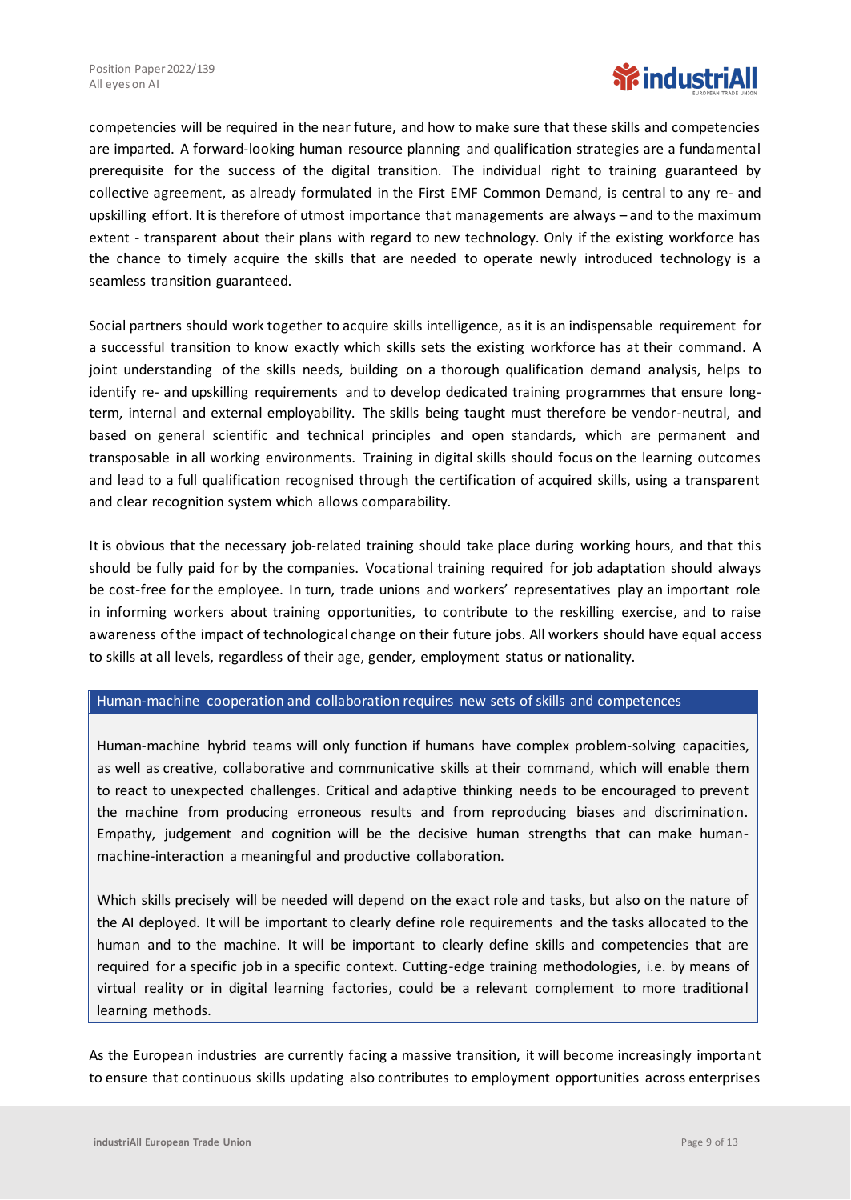competencies will be required in the near future, and how to make sure that these skills and competencies are imparted. A forward-looking human resource planning and qualification strategies are a fundamental prerequisite for the success of the digital transition. The individual right to training guaranteed by collective agreement, as already formulated in the First EMF Common Demand, is central to any re- and upskilling effort. It is therefore of utmost importance that managements are always – and to the maximum extent - transparent about their plans with regard to new technology. Only if the existing workforce has the chance to timely acquire the skills that are needed to operate newly introduced technology is a seamless transition guaranteed.

Social partners should work together to acquire skills intelligence, as it is an indispensable requirement for a successful transition to know exactly which skills sets the existing workforce has at their command. A joint understanding of the skills needs, building on a thorough qualification demand analysis, helps to identify re- and upskilling requirements and to develop dedicated training programmes that ensure long-term, internal and external employability. The skills being taught must therefore be vendor-neutral, and based on general scientific and technical principles and open standards, which are permanent and transposable in all working environments. Training in digital skills should focus on the learning outcomes and lead to a full qualification recognised through the certification of acquired skills, using a transparent and clear recognition system which allows comparability.

It is obvious that the necessary job-related training should take place during working hours, and that this should be fully paid for by the companies. Vocational training required for job adaptation should always be cost-free for the employee. In turn, trade unions and workers' representatives play an important role in informing workers about training opportunities, to contribute to the reskilling exercise, and to raise awareness of the impact of technological change on their future jobs. All workers should have equal access to skills at all levels, regardless of their age, gender, employment status or nationality.

### Human-machine cooperation and collaboration requires new sets of skills and competences

Human-machine hybrid teams will only function if humans have complex problem-solving capacities, as well as creative, collaborative and communicative skills at their command, which will enable them to react to unexpected challenges. Critical and adaptive thinking needs to be encouraged to prevent the machine from producing erroneous results and from reproducing biases and discrimination. Empathy, judgement and cognition will be the decisive human strengths that can make human-machine-interaction a meaningful and productive collaboration.

Which skills precisely will be needed will depend on the exact role and tasks, but also on the nature of the AI deployed. It will be important to clearly define role requirements and the tasks allocated to the human and to the machine. It will be important to clearly define skills and competencies that are required for a specific job in a specific context. Cutting-edge training methodologies, i.e. by means of virtual reality or in digital learning factories, could be a relevant complement to more traditional learning methods.

As the European industries are currently facing a massive transition, it will become increasingly important to ensure that continuous skills updating also contributes to employment opportunities across enterprises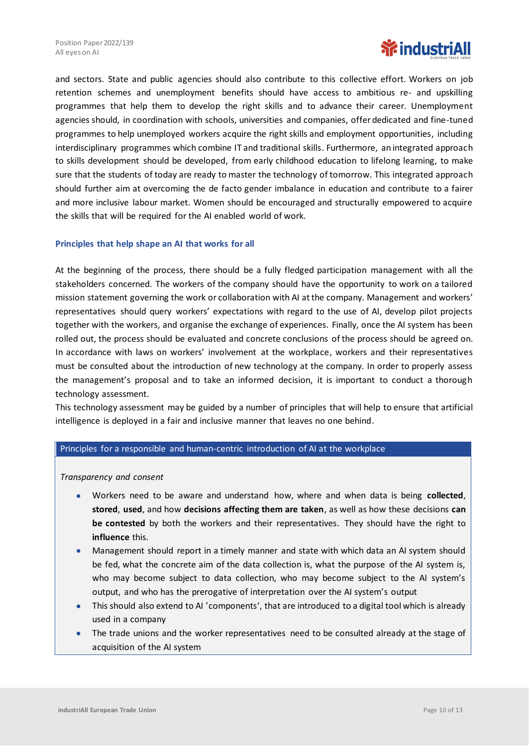and sectors. State and public agencies should also contribute to this collective effort. Workers on job retention schemes and unemployment benefits should have access to ambitious re- and upskilling programmes that help them to develop the right skills and to advance their career. Unemployment agencies should, in coordination with schools, universities and companies, offer dedicated and fine-tuned programmes to help unemployed workers acquire the right skills and employment opportunities, including interdisciplinary programmes which combine IT and traditional skills. Furthermore, an integrated approach to skills development should be developed, from early childhood education to lifelong learning, to make sure that the students of today are ready to master the technology of tomorrow. This integrated approach should further aim at overcoming the de facto gender imbalance in education and contribute to a fairer and more inclusive labour market. Women should be encouraged and structurally empowered to acquire the skills that will be required for the AI enabled world of work.

### Principles that help shape an AI that works for all

At the beginning of the process, there should be a fully fledged participation management with all the stakeholders concerned. The workers of the company should have the opportunity to work on a tailored mission statement governing the work or collaboration with AI at the company. Management and workers' representatives should query workers' expectations with regard to the use of AI, develop pilot projects together with the workers, and organise the exchange of experiences. Finally, once the AI system has been rolled out, the process should be evaluated and concrete conclusions of the process should be agreed on. In accordance with laws on workers' involvement at the workplace, workers and their representatives must be consulted about the introduction of new technology at the company. In order to properly assess the management's proposal and to take an informed decision, it is important to conduct a thorough technology assessment.

This technology assessment may be guided by a number of principles that will help to ensure that artificial intelligence is deployed in a fair and inclusive manner that leaves no one behind.

#### Principles for a responsible and human-centric introduction of AI at the workplace

*Transparency and consent*

- Workers need to be aware and understand how, where and when data is being **collected**, **stored**, **used**, and how **decisions affecting them are taken**, as well as how these decisions **can be contested** by both the workers and their representatives. They should have the right to **influence** this.
- Management should report in a timely manner and state with which data an AI system should be fed, what the concrete aim of the data collection is, what the purpose of the AI system is, who may become subject to data collection, who may become subject to the AI system's output, and who has the prerogative of interpretation over the AI system's output
- This should also extend to AI 'components', that are introduced to a digital tool which is already used in a company
- The trade unions and the worker representatives need to be consulted already at the stage of acquisition of the AI system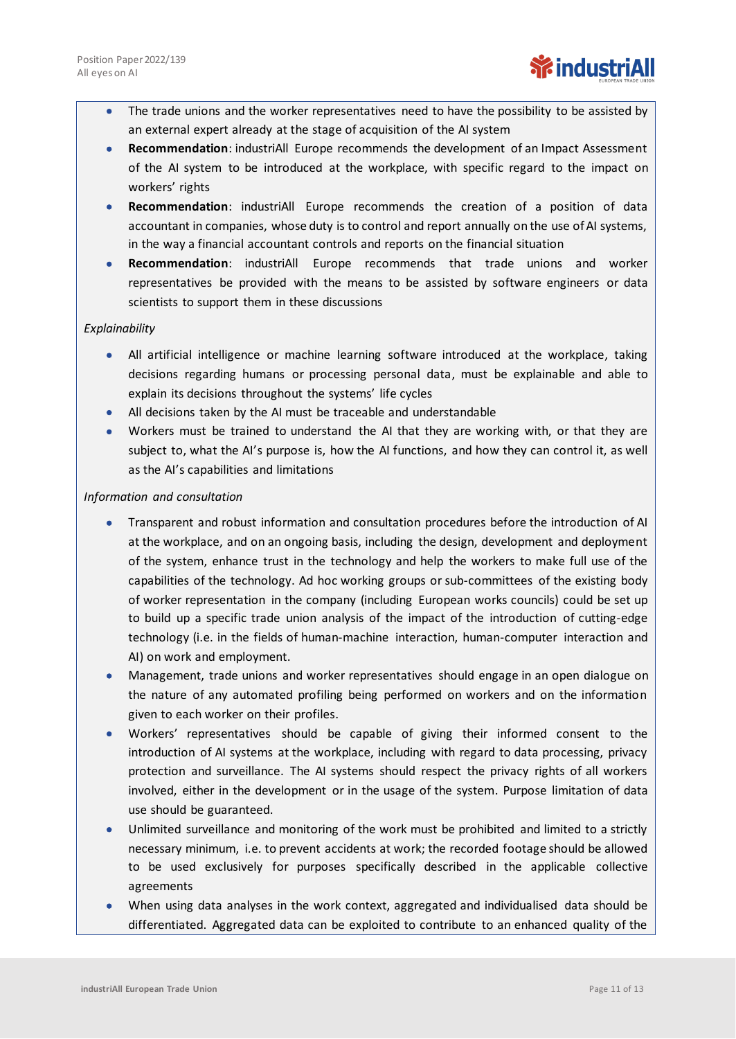- The trade unions and the worker representatives need to have the possibility to be assisted by an external expert already at the stage of acquisition of the AI system
- **Recommendation**: industriAll Europe recommends the development of an Impact Assessment of the AI system to be introduced at the workplace, with specific regard to the impact on workers' rights
- **Recommendation**: industriAll Europe recommends the creation of a position of data accountant in companies, whose duty is to control and report annually on the use of AI systems, in the way a financial accountant controls and reports on the financial situation
- **Recommendation**: industriAll Europe recommends that trade unions and worker representatives be provided with the means to be assisted by software engineers or data scientists to support them in these discussions

*Explainability*

- All artificial intelligence or machine learning software introduced at the workplace, taking decisions regarding humans or processing personal data, must be explainable and able to explain its decisions throughout the systems' life cycles
- All decisions taken by the AI must be traceable and understandable
- Workers must be trained to understand the AI that they are working with, or that they are subject to, what the AI's purpose is, how the AI functions, and how they can control it, as well as the AI's capabilities and limitations

*Information and consultation*

- Transparent and robust information and consultation procedures before the introduction of AI at the workplace, and on an ongoing basis, including the design, development and deployment of the system, enhance trust in the technology and help the workers to make full use of the capabilities of the technology. Ad hoc working groups or sub-committees of the existing body of worker representation in the company (including European works councils) could be set up to build up a specific trade union analysis of the impact of the introduction of cutting-edge technology (i.e. in the fields of human-machine interaction, human-computer interaction and AI) on work and employment.
- Management, trade unions and worker representatives should engage in an open dialogue on the nature of any automated profiling being performed on workers and on the information given to each worker on their profiles.
- Workers' representatives should be capable of giving their informed consent to the introduction of AI systems at the workplace, including with regard to data processing, privacy protection and surveillance. The AI systems should respect the privacy rights of all workers involved, either in the development or in the usage of the system. Purpose limitation of data use should be guaranteed.
- Unlimited surveillance and monitoring of the work must be prohibited and limited to a strictly necessary minimum, i.e. to prevent accidents at work; the recorded footage should be allowed to be used exclusively for purposes specifically described in the applicable collective agreements
- When using data analyses in the work context, aggregated and individualised data should be differentiated. Aggregated data can be exploited to contribute to an enhanced quality of the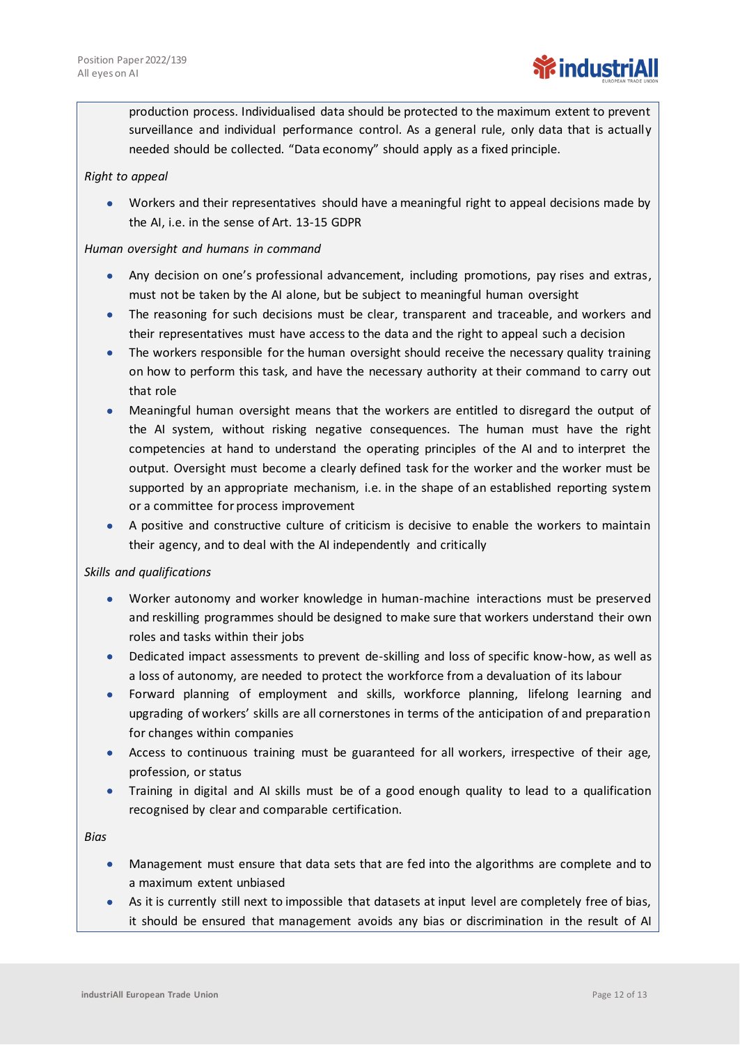production process. Individualised data should be protected to the maximum extent to prevent surveillance and individual performance control. As a general rule, only data that is actually needed should be collected. "Data economy" should apply as a fixed principle.

*Right to appeal*

- Workers and their representatives should have a meaningful right to appeal decisions made by the AI, i.e. in the sense of Art. 13-15 GDPR

*Human oversight and humans in command*

- Any decision on one's professional advancement, including promotions, pay rises and extras, must not be taken by the AI alone, but be subject to meaningful human oversight
- The reasoning for such decisions must be clear, transparent and traceable, and workers and their representatives must have access to the data and the right to appeal such a decision
- The workers responsible for the human oversight should receive the necessary quality training on how to perform this task, and have the necessary authority at their command to carry out that role
- Meaningful human oversight means that the workers are entitled to disregard the output of the AI system, without risking negative consequences. The human must have the right competencies at hand to understand the operating principles of the AI and to interpret the output. Oversight must become a clearly defined task for the worker and the worker must be supported by an appropriate mechanism, i.e. in the shape of an established reporting system or a committee for process improvement
- A positive and constructive culture of criticism is decisive to enable the workers to maintain their agency, and to deal with the AI independently and critically

*Skills and qualifications*

- Worker autonomy and worker knowledge in human-machine interactions must be preserved and reskilling programmes should be designed to make sure that workers understand their own roles and tasks within their jobs
- Dedicated impact assessments to prevent de-skilling and loss of specific know-how, as well as a loss of autonomy, are needed to protect the workforce from a devaluation of its labour
- Forward planning of employment and skills, workforce planning, lifelong learning and upgrading of workers' skills are all cornerstones in terms of the anticipation of and preparation for changes within companies
- Access to continuous training must be guaranteed for all workers, irrespective of their age, profession, or status
- Training in digital and AI skills must be of a good enough quality to lead to a qualification recognised by clear and comparable certification.

*Bias*

- Management must ensure that data sets that are fed into the algorithms are complete and to a maximum extent unbiased
- As it is currently still next to impossible that datasets at input level are completely free of bias, it should be ensured that management avoids any bias or discrimination in the result of AI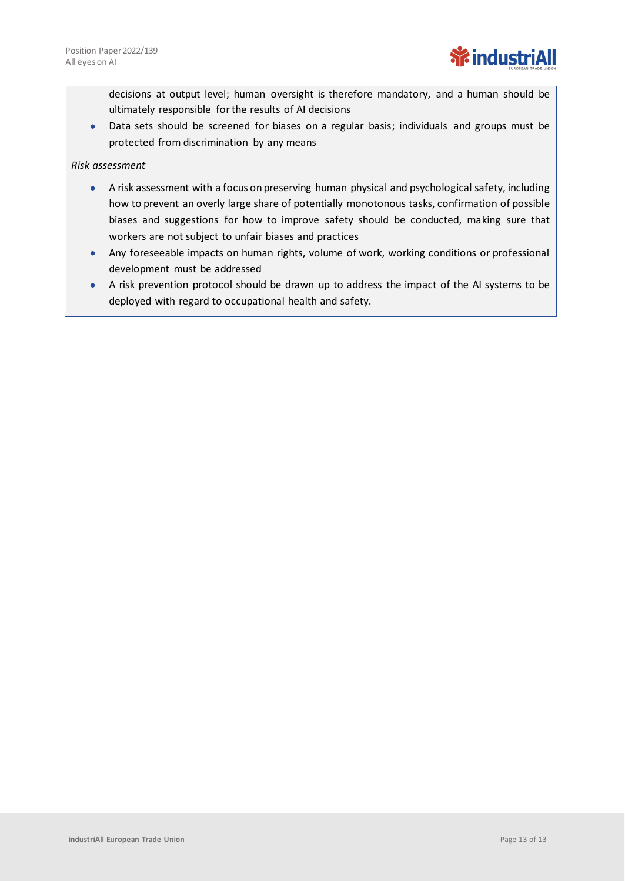decisions at output level; human oversight is therefore mandatory, and a human should be ultimately responsible for the results of AI decisions

- Data sets should be screened for biases on a regular basis; individuals and groups must be protected from discrimination by any means

*Risk assessment*

- A risk assessment with a focus on preserving human physical and psychological safety, including how to prevent an overly large share of potentially monotonous tasks, confirmation of possible biases and suggestions for how to improve safety should be conducted, making sure that workers are not subject to unfair biases and practices
- Any foreseeable impacts on human rights, volume of work, working conditions or professional development must be addressed
- A risk prevention protocol should be drawn up to address the impact of the AI systems to be deployed with regard to occupational health and safety.